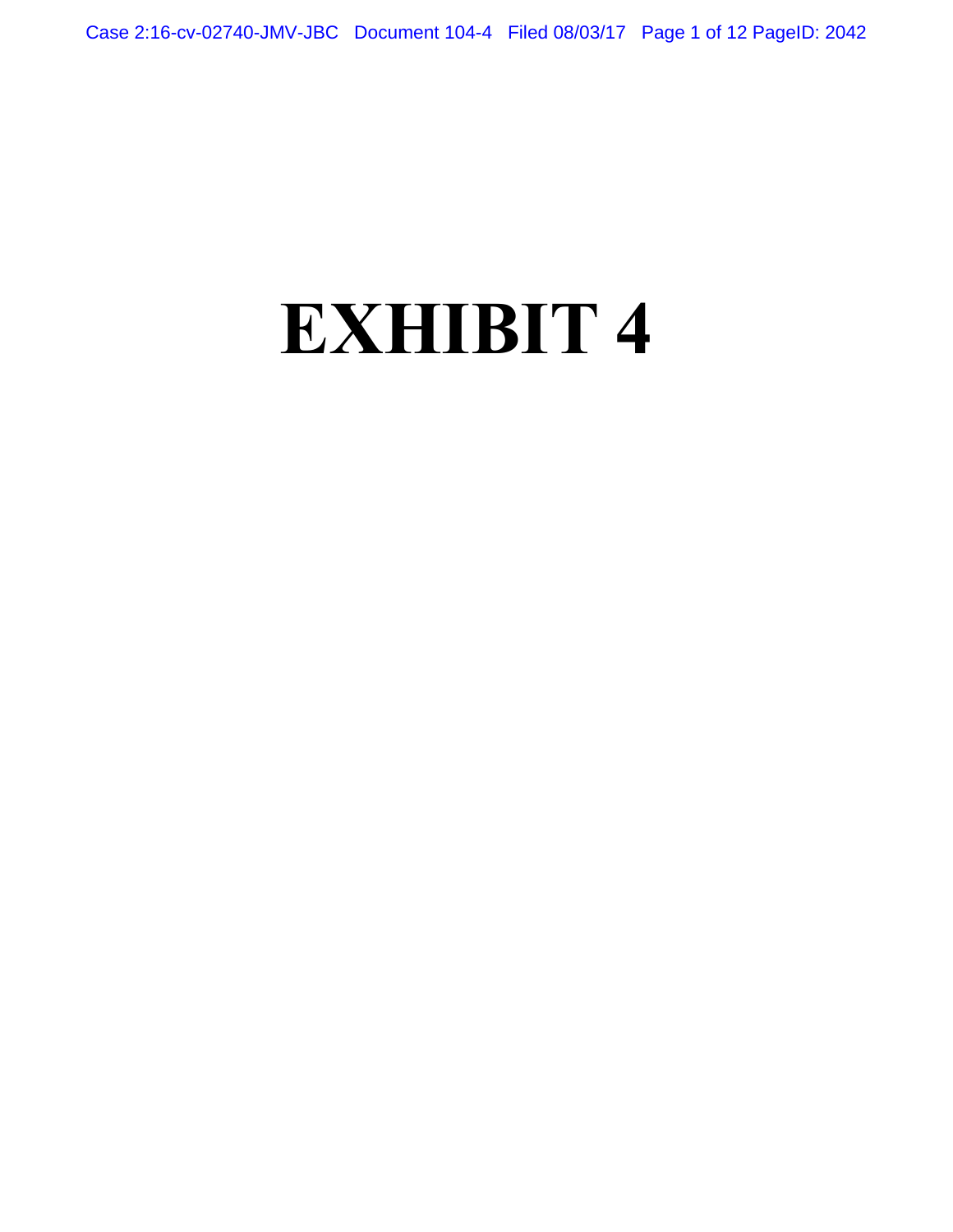# EXHIBIT 4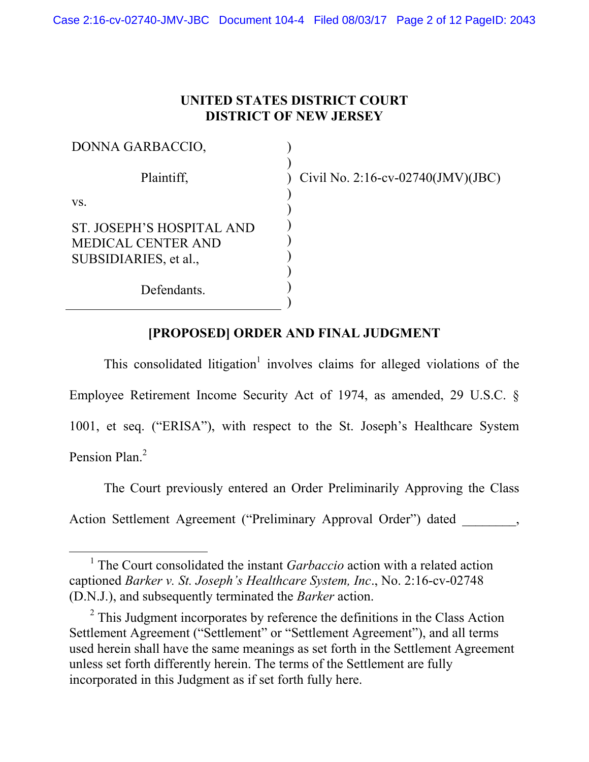**UNITED STATES DISTRICT COURT**
**DISTRICT OF NEW JERSEY**

| | | |
|---|---|---|
| DONNA GARBACCIO, | ) | |
| Plaintiff, | ) | Civil No. 2:16-cv-02740(JMV)(JBC) |
| vs. | ) | |
| ST. JOSEPH'S HOSPITAL AND MEDICAL CENTER AND SUBSIDIARIES, et al., | ) | |
| Defendants. | ) | |

**[PROPOSED] ORDER AND FINAL JUDGMENT**

This consolidated litigation[1] involves claims for alleged violations of the Employee Retirement Income Security Act of 1974, as amended, 29 U.S.C. § 1001, et seq. ("ERISA"), with respect to the St. Joseph's Healthcare System Pension Plan.[2]

The Court previously entered an Order Preliminarily Approving the Class Action Settlement Agreement ("Preliminary Approval Order") dated ________,

---

[1] The Court consolidated the instant *Garbaccio* action with a related action captioned *Barker v. St. Joseph's Healthcare System, Inc*., No. 2:16-cv-02748 (D.N.J.), and subsequently terminated the *Barker* action.

[2] This Judgment incorporates by reference the definitions in the Class Action Settlement Agreement ("Settlement" or "Settlement Agreement"), and all terms used herein shall have the same meanings as set forth in the Settlement Agreement unless set forth differently herein. The terms of the Settlement are fully incorporated in this Judgment as if set forth fully here.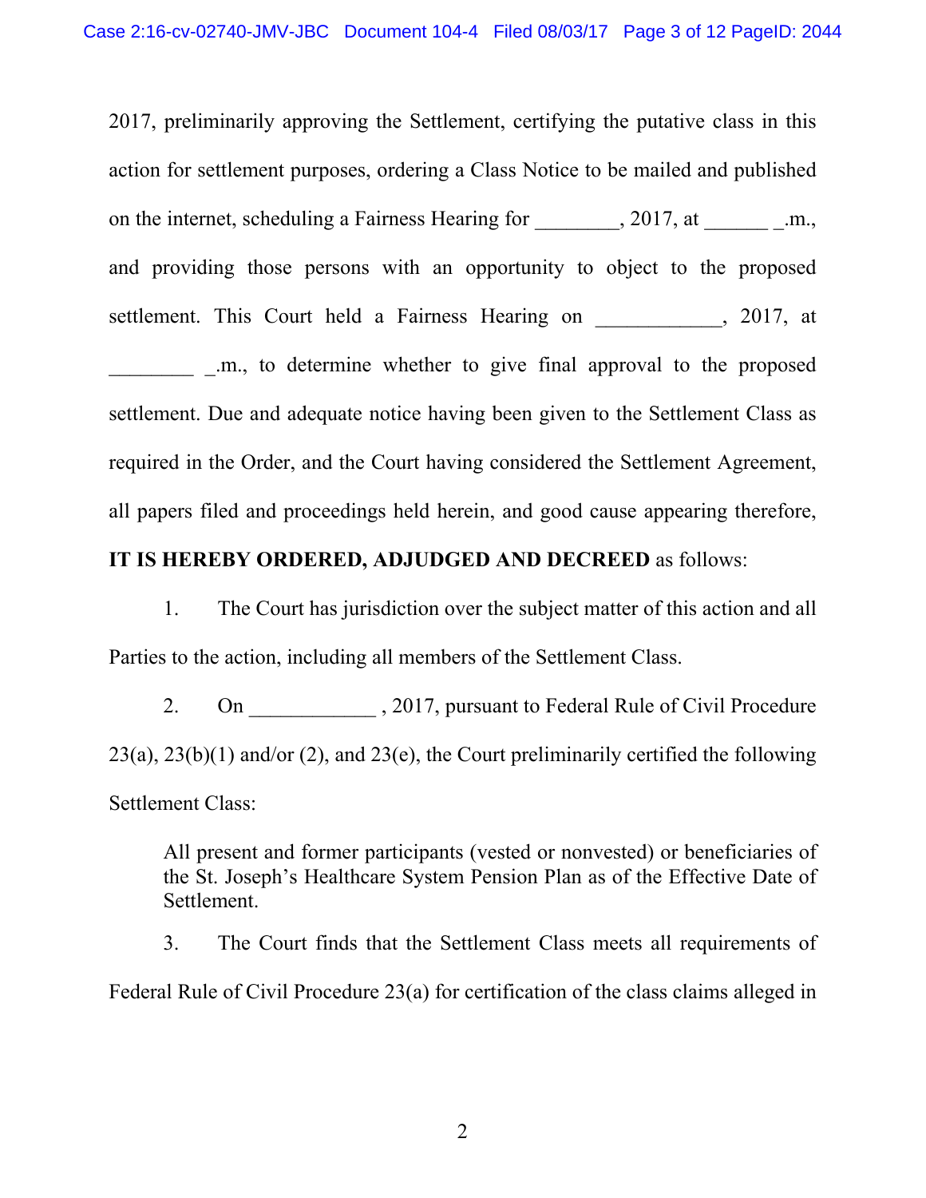2017, preliminarily approving the Settlement, certifying the putative class in this action for settlement purposes, ordering a Class Notice to be mailed and published on the internet, scheduling a Fairness Hearing for ________, 2017, at ______ _.m., and providing those persons with an opportunity to object to the proposed settlement. This Court held a Fairness Hearing on ____________, 2017, at ________ _.m., to determine whether to give final approval to the proposed settlement. Due and adequate notice having been given to the Settlement Class as required in the Order, and the Court having considered the Settlement Agreement, all papers filed and proceedings held herein, and good cause appearing therefore, **IT IS HEREBY ORDERED, ADJUDGED AND DECREED** as follows:

1. The Court has jurisdiction over the subject matter of this action and all Parties to the action, including all members of the Settlement Class.

2. On ____________ , 2017, pursuant to Federal Rule of Civil Procedure 23(a), 23(b)(1) and/or (2), and 23(e), the Court preliminarily certified the following Settlement Class:

> All present and former participants (vested or nonvested) or beneficiaries of the St. Joseph's Healthcare System Pension Plan as of the Effective Date of Settlement.

3. The Court finds that the Settlement Class meets all requirements of Federal Rule of Civil Procedure 23(a) for certification of the class claims alleged in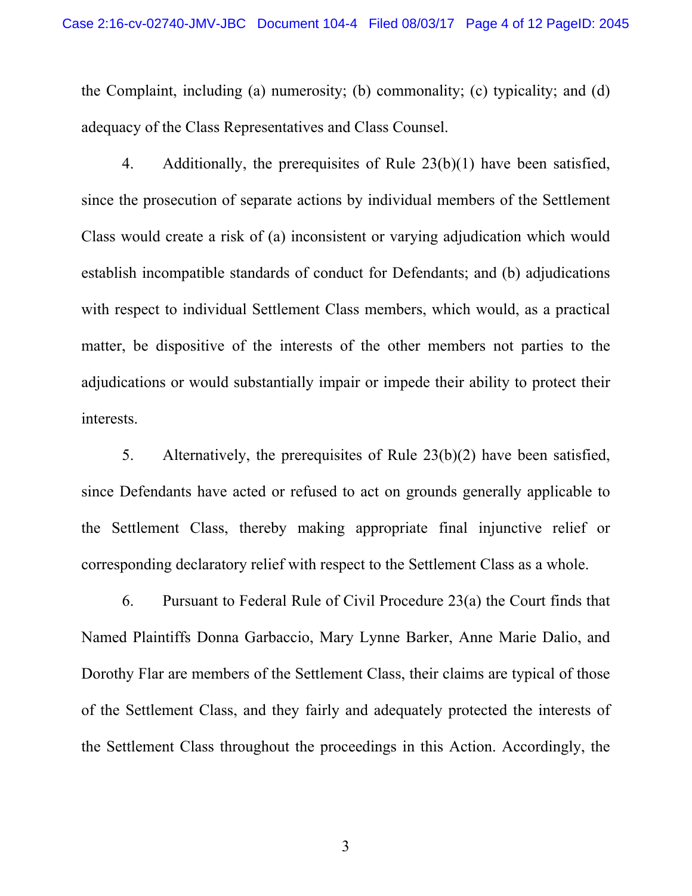the Complaint, including (a) numerosity; (b) commonality; (c) typicality; and (d) adequacy of the Class Representatives and Class Counsel.

4. Additionally, the prerequisites of Rule 23(b)(1) have been satisfied, since the prosecution of separate actions by individual members of the Settlement Class would create a risk of (a) inconsistent or varying adjudication which would establish incompatible standards of conduct for Defendants; and (b) adjudications with respect to individual Settlement Class members, which would, as a practical matter, be dispositive of the interests of the other members not parties to the adjudications or would substantially impair or impede their ability to protect their interests.

5. Alternatively, the prerequisites of Rule 23(b)(2) have been satisfied, since Defendants have acted or refused to act on grounds generally applicable to the Settlement Class, thereby making appropriate final injunctive relief or corresponding declaratory relief with respect to the Settlement Class as a whole.

6. Pursuant to Federal Rule of Civil Procedure 23(a) the Court finds that Named Plaintiffs Donna Garbaccio, Mary Lynne Barker, Anne Marie Dalio, and Dorothy Flar are members of the Settlement Class, their claims are typical of those of the Settlement Class, and they fairly and adequately protected the interests of the Settlement Class throughout the proceedings in this Action. Accordingly, the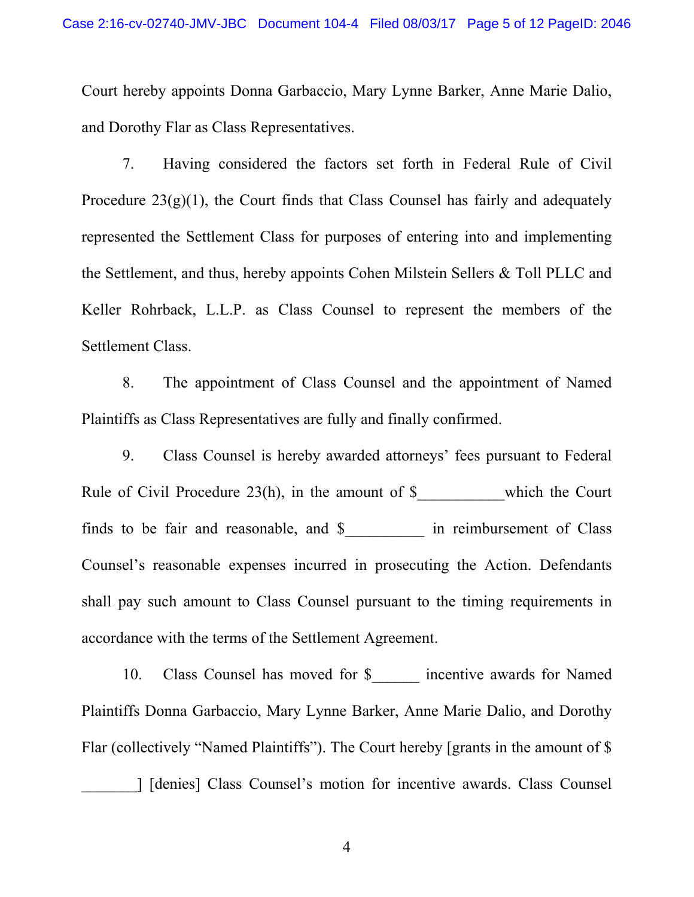Court hereby appoints Donna Garbaccio, Mary Lynne Barker, Anne Marie Dalio, and Dorothy Flar as Class Representatives.

7. Having considered the factors set forth in Federal Rule of Civil Procedure 23(g)(1), the Court finds that Class Counsel has fairly and adequately represented the Settlement Class for purposes of entering into and implementing the Settlement, and thus, hereby appoints Cohen Milstein Sellers & Toll PLLC and Keller Rohrback, L.L.P. as Class Counsel to represent the members of the Settlement Class.

8. The appointment of Class Counsel and the appointment of Named Plaintiffs as Class Representatives are fully and finally confirmed.

9. Class Counsel is hereby awarded attorneys' fees pursuant to Federal Rule of Civil Procedure 23(h), in the amount of $___________which the Court finds to be fair and reasonable, and $__________ in reimbursement of Class Counsel's reasonable expenses incurred in prosecuting the Action. Defendants shall pay such amount to Class Counsel pursuant to the timing requirements in accordance with the terms of the Settlement Agreement.

10. Class Counsel has moved for $______ incentive awards for Named Plaintiffs Donna Garbaccio, Mary Lynne Barker, Anne Marie Dalio, and Dorothy Flar (collectively "Named Plaintiffs"). The Court hereby [grants in the amount of $ _______] [denies] Class Counsel's motion for incentive awards. Class Counsel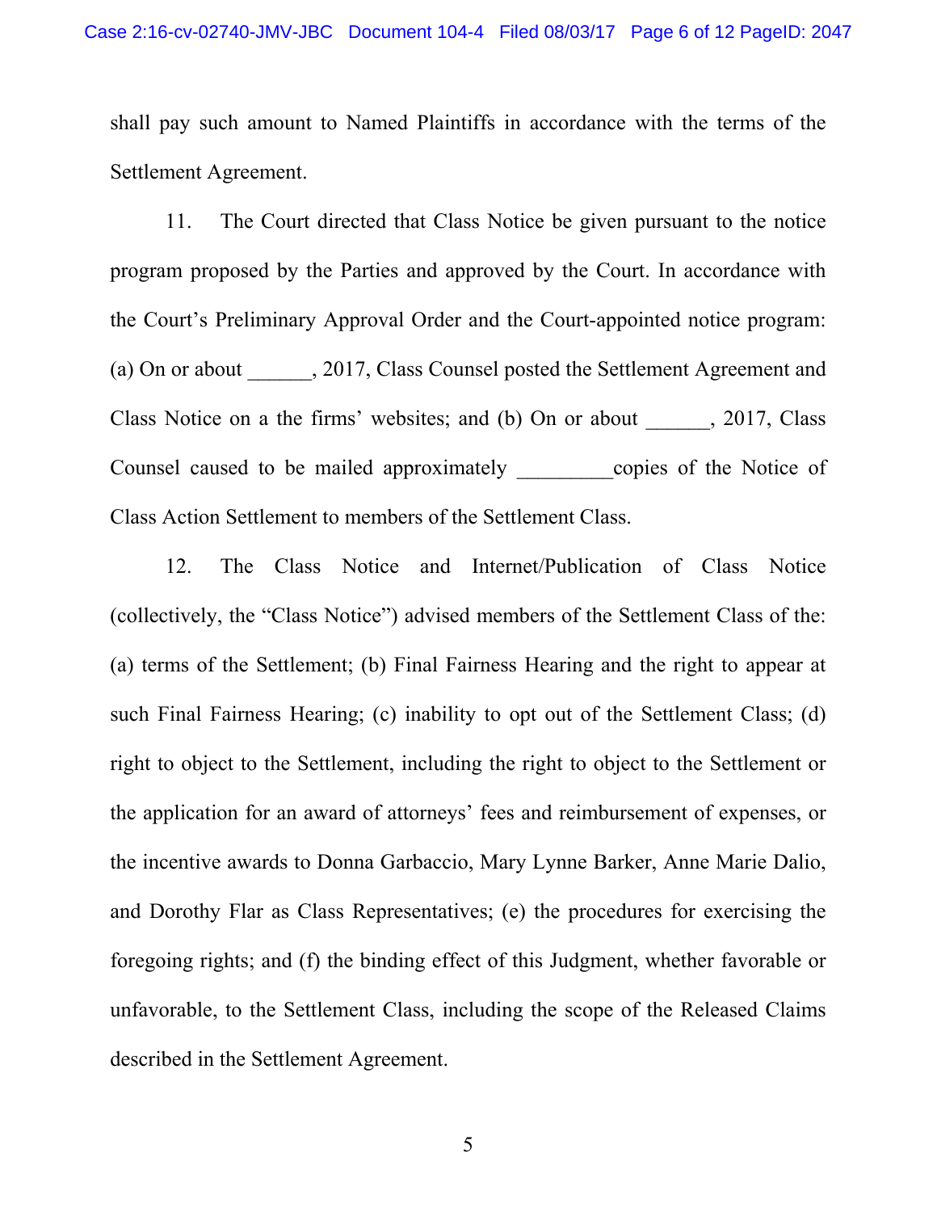shall pay such amount to Named Plaintiffs in accordance with the terms of the Settlement Agreement.

11. The Court directed that Class Notice be given pursuant to the notice program proposed by the Parties and approved by the Court. In accordance with the Court's Preliminary Approval Order and the Court-appointed notice program: (a) On or about ______, 2017, Class Counsel posted the Settlement Agreement and Class Notice on a the firms' websites; and (b) On or about ______, 2017, Class Counsel caused to be mailed approximately _________copies of the Notice of Class Action Settlement to members of the Settlement Class.

12. The Class Notice and Internet/Publication of Class Notice (collectively, the "Class Notice") advised members of the Settlement Class of the: (a) terms of the Settlement; (b) Final Fairness Hearing and the right to appear at such Final Fairness Hearing; (c) inability to opt out of the Settlement Class; (d) right to object to the Settlement, including the right to object to the Settlement or the application for an award of attorneys' fees and reimbursement of expenses, or the incentive awards to Donna Garbaccio, Mary Lynne Barker, Anne Marie Dalio, and Dorothy Flar as Class Representatives; (e) the procedures for exercising the foregoing rights; and (f) the binding effect of this Judgment, whether favorable or unfavorable, to the Settlement Class, including the scope of the Released Claims described in the Settlement Agreement.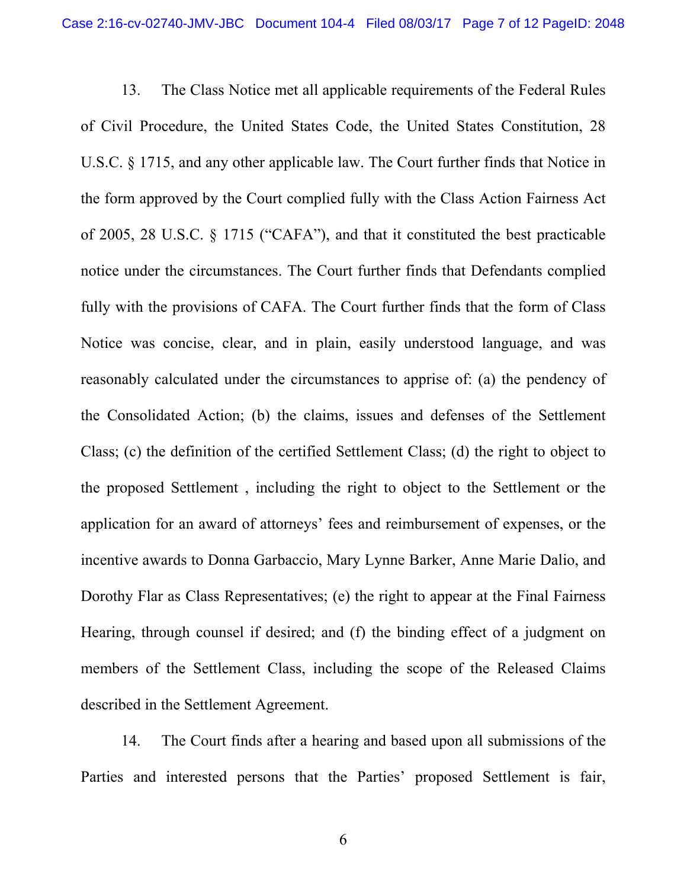13. The Class Notice met all applicable requirements of the Federal Rules of Civil Procedure, the United States Code, the United States Constitution, 28 U.S.C. § 1715, and any other applicable law. The Court further finds that Notice in the form approved by the Court complied fully with the Class Action Fairness Act of 2005, 28 U.S.C. § 1715 ("CAFA"), and that it constituted the best practicable notice under the circumstances. The Court further finds that Defendants complied fully with the provisions of CAFA. The Court further finds that the form of Class Notice was concise, clear, and in plain, easily understood language, and was reasonably calculated under the circumstances to apprise of: (a) the pendency of the Consolidated Action; (b) the claims, issues and defenses of the Settlement Class; (c) the definition of the certified Settlement Class; (d) the right to object to the proposed Settlement , including the right to object to the Settlement or the application for an award of attorneys' fees and reimbursement of expenses, or the incentive awards to Donna Garbaccio, Mary Lynne Barker, Anne Marie Dalio, and Dorothy Flar as Class Representatives; (e) the right to appear at the Final Fairness Hearing, through counsel if desired; and (f) the binding effect of a judgment on members of the Settlement Class, including the scope of the Released Claims described in the Settlement Agreement.

14. The Court finds after a hearing and based upon all submissions of the Parties and interested persons that the Parties' proposed Settlement is fair,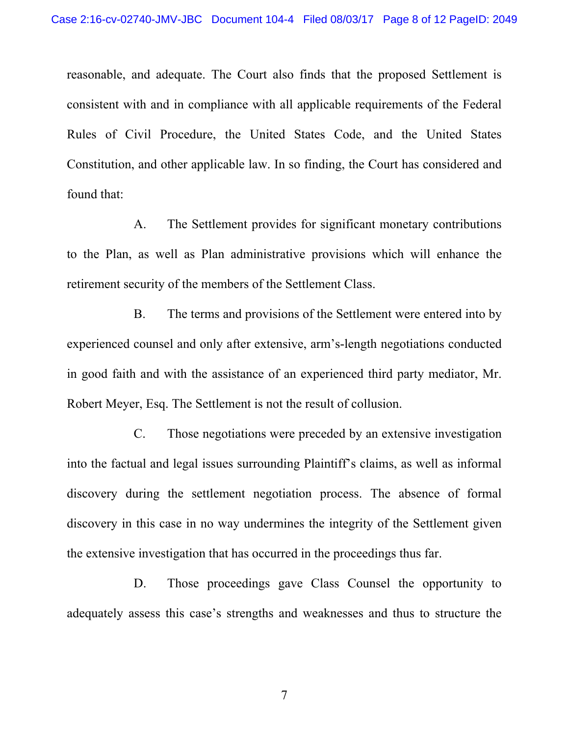reasonable, and adequate. The Court also finds that the proposed Settlement is consistent with and in compliance with all applicable requirements of the Federal Rules of Civil Procedure, the United States Code, and the United States Constitution, and other applicable law. In so finding, the Court has considered and found that:

A. The Settlement provides for significant monetary contributions to the Plan, as well as Plan administrative provisions which will enhance the retirement security of the members of the Settlement Class.

B. The terms and provisions of the Settlement were entered into by experienced counsel and only after extensive, arm's-length negotiations conducted in good faith and with the assistance of an experienced third party mediator, Mr. Robert Meyer, Esq. The Settlement is not the result of collusion.

C. Those negotiations were preceded by an extensive investigation into the factual and legal issues surrounding Plaintiff's claims, as well as informal discovery during the settlement negotiation process. The absence of formal discovery in this case in no way undermines the integrity of the Settlement given the extensive investigation that has occurred in the proceedings thus far.

D. Those proceedings gave Class Counsel the opportunity to adequately assess this case's strengths and weaknesses and thus to structure the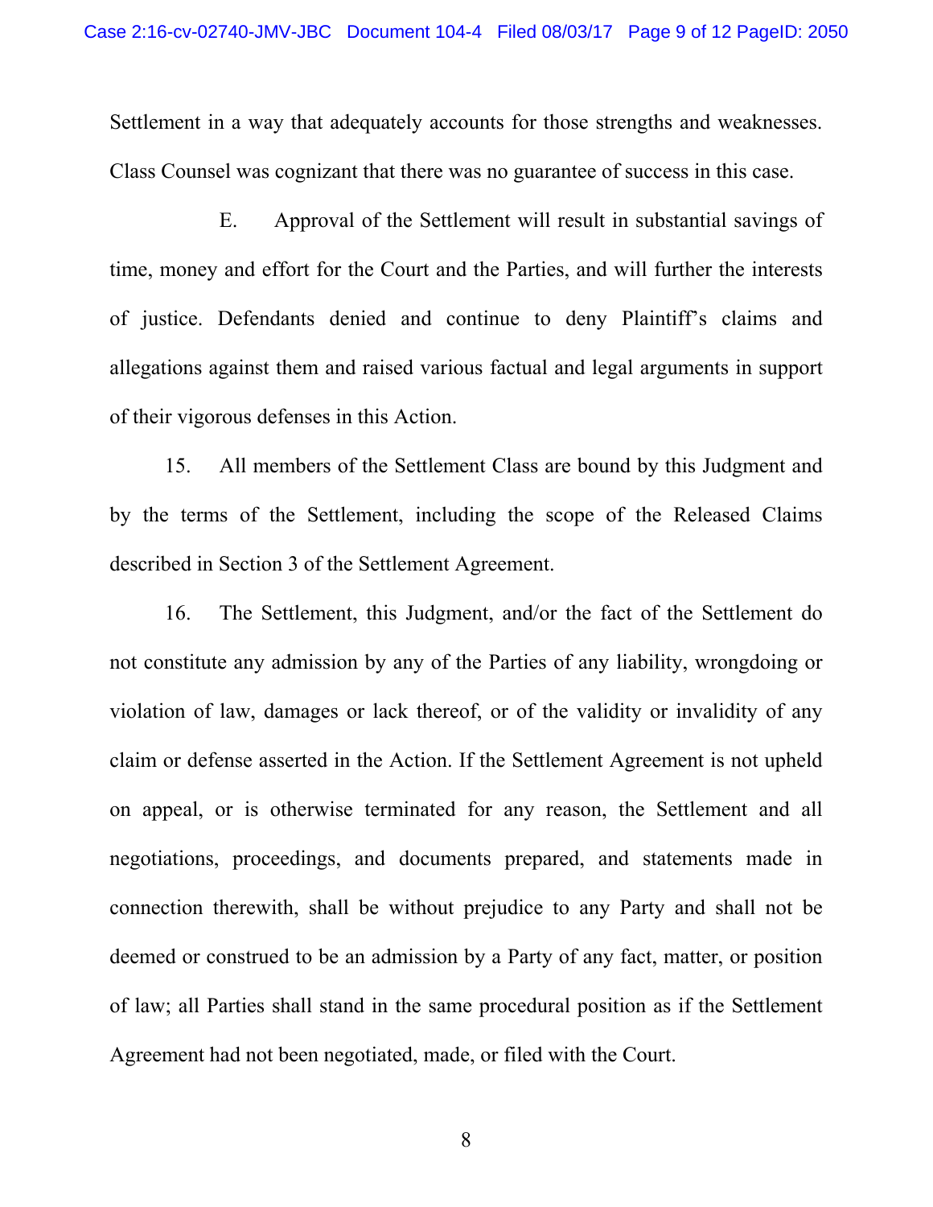Settlement in a way that adequately accounts for those strengths and weaknesses. Class Counsel was cognizant that there was no guarantee of success in this case.

E. Approval of the Settlement will result in substantial savings of time, money and effort for the Court and the Parties, and will further the interests of justice. Defendants denied and continue to deny Plaintiff's claims and allegations against them and raised various factual and legal arguments in support of their vigorous defenses in this Action.

15. All members of the Settlement Class are bound by this Judgment and by the terms of the Settlement, including the scope of the Released Claims described in Section 3 of the Settlement Agreement.

16. The Settlement, this Judgment, and/or the fact of the Settlement do not constitute any admission by any of the Parties of any liability, wrongdoing or violation of law, damages or lack thereof, or of the validity or invalidity of any claim or defense asserted in the Action. If the Settlement Agreement is not upheld on appeal, or is otherwise terminated for any reason, the Settlement and all negotiations, proceedings, and documents prepared, and statements made in connection therewith, shall be without prejudice to any Party and shall not be deemed or construed to be an admission by a Party of any fact, matter, or position of law; all Parties shall stand in the same procedural position as if the Settlement Agreement had not been negotiated, made, or filed with the Court.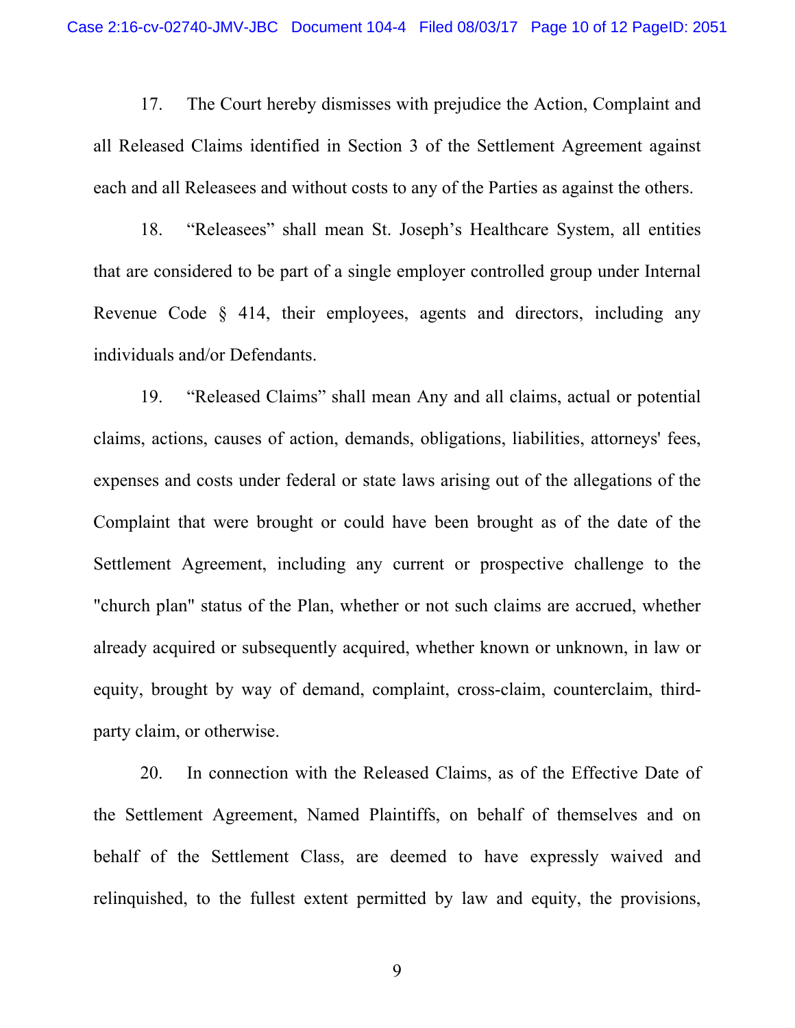17. The Court hereby dismisses with prejudice the Action, Complaint and all Released Claims identified in Section 3 of the Settlement Agreement against each and all Releasees and without costs to any of the Parties as against the others.

18. "Releasees" shall mean St. Joseph's Healthcare System, all entities that are considered to be part of a single employer controlled group under Internal Revenue Code § 414, their employees, agents and directors, including any individuals and/or Defendants.

19. "Released Claims" shall mean Any and all claims, actual or potential claims, actions, causes of action, demands, obligations, liabilities, attorneys' fees, expenses and costs under federal or state laws arising out of the allegations of the Complaint that were brought or could have been brought as of the date of the Settlement Agreement, including any current or prospective challenge to the "church plan" status of the Plan, whether or not such claims are accrued, whether already acquired or subsequently acquired, whether known or unknown, in law or equity, brought by way of demand, complaint, cross-claim, counterclaim, third-party claim, or otherwise.

20. In connection with the Released Claims, as of the Effective Date of the Settlement Agreement, Named Plaintiffs, on behalf of themselves and on behalf of the Settlement Class, are deemed to have expressly waived and relinquished, to the fullest extent permitted by law and equity, the provisions,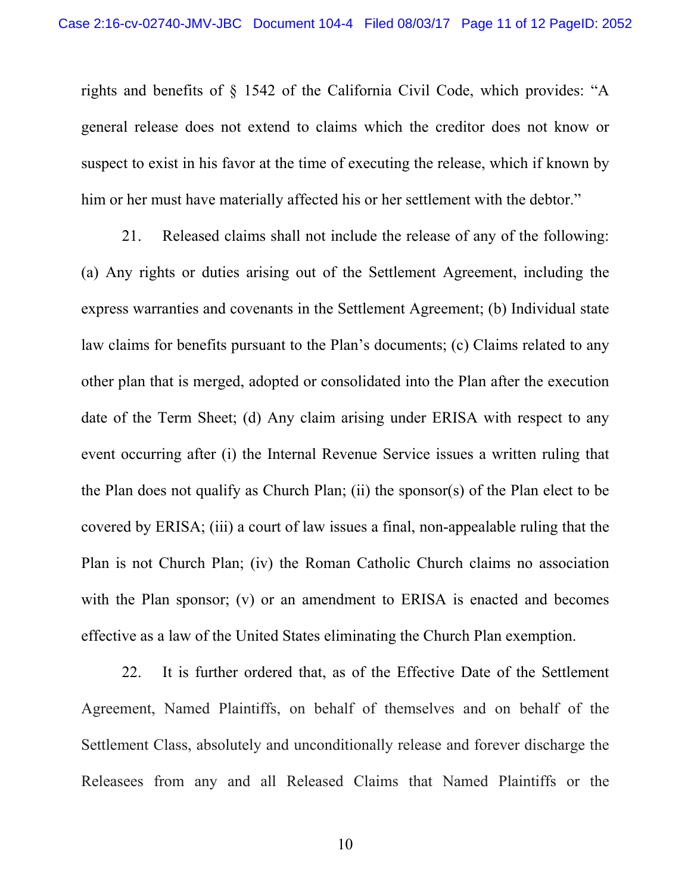rights and benefits of § 1542 of the California Civil Code, which provides: "A general release does not extend to claims which the creditor does not know or suspect to exist in his favor at the time of executing the release, which if known by him or her must have materially affected his or her settlement with the debtor."

21. Released claims shall not include the release of any of the following: (a) Any rights or duties arising out of the Settlement Agreement, including the express warranties and covenants in the Settlement Agreement; (b) Individual state law claims for benefits pursuant to the Plan's documents; (c) Claims related to any other plan that is merged, adopted or consolidated into the Plan after the execution date of the Term Sheet; (d) Any claim arising under ERISA with respect to any event occurring after (i) the Internal Revenue Service issues a written ruling that the Plan does not qualify as Church Plan; (ii) the sponsor(s) of the Plan elect to be covered by ERISA; (iii) a court of law issues a final, non-appealable ruling that the Plan is not Church Plan; (iv) the Roman Catholic Church claims no association with the Plan sponsor; (v) or an amendment to ERISA is enacted and becomes effective as a law of the United States eliminating the Church Plan exemption.

22. It is further ordered that, as of the Effective Date of the Settlement Agreement, Named Plaintiffs, on behalf of themselves and on behalf of the Settlement Class, absolutely and unconditionally release and forever discharge the Releasees from any and all Released Claims that Named Plaintiffs or the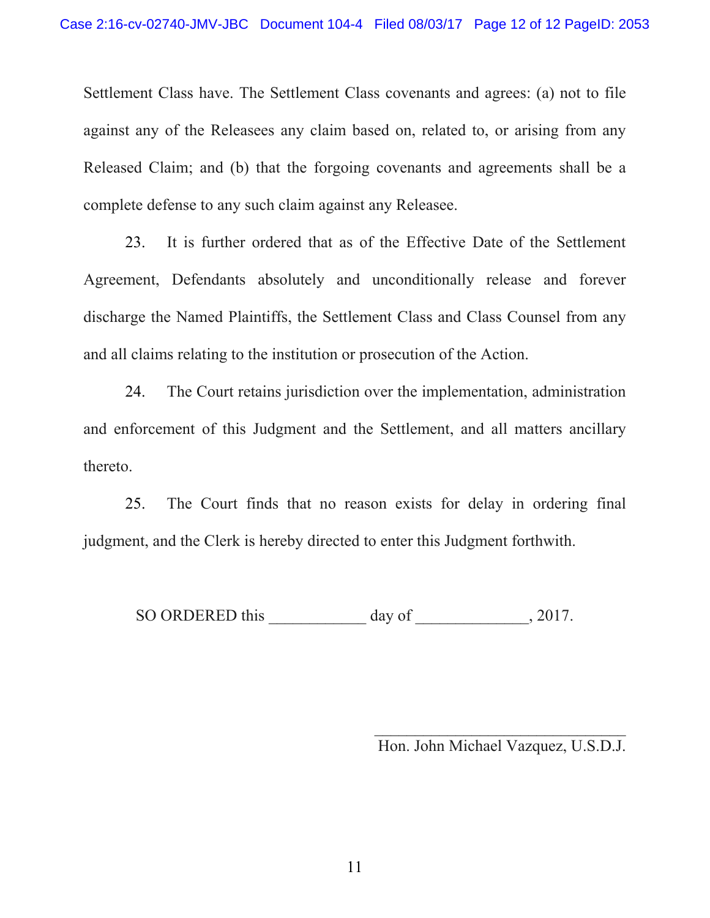Settlement Class have. The Settlement Class covenants and agrees: (a) not to file against any of the Releasees any claim based on, related to, or arising from any Released Claim; and (b) that the forgoing covenants and agreements shall be a complete defense to any such claim against any Releasee.

23. It is further ordered that as of the Effective Date of the Settlement Agreement, Defendants absolutely and unconditionally release and forever discharge the Named Plaintiffs, the Settlement Class and Class Counsel from any and all claims relating to the institution or prosecution of the Action.

24. The Court retains jurisdiction over the implementation, administration and enforcement of this Judgment and the Settlement, and all matters ancillary thereto.

25. The Court finds that no reason exists for delay in ordering final judgment, and the Clerk is hereby directed to enter this Judgment forthwith.

SO ORDERED this ____________ day of ______________, 2017.

________________________________
Hon. John Michael Vazquez, U.S.D.J.